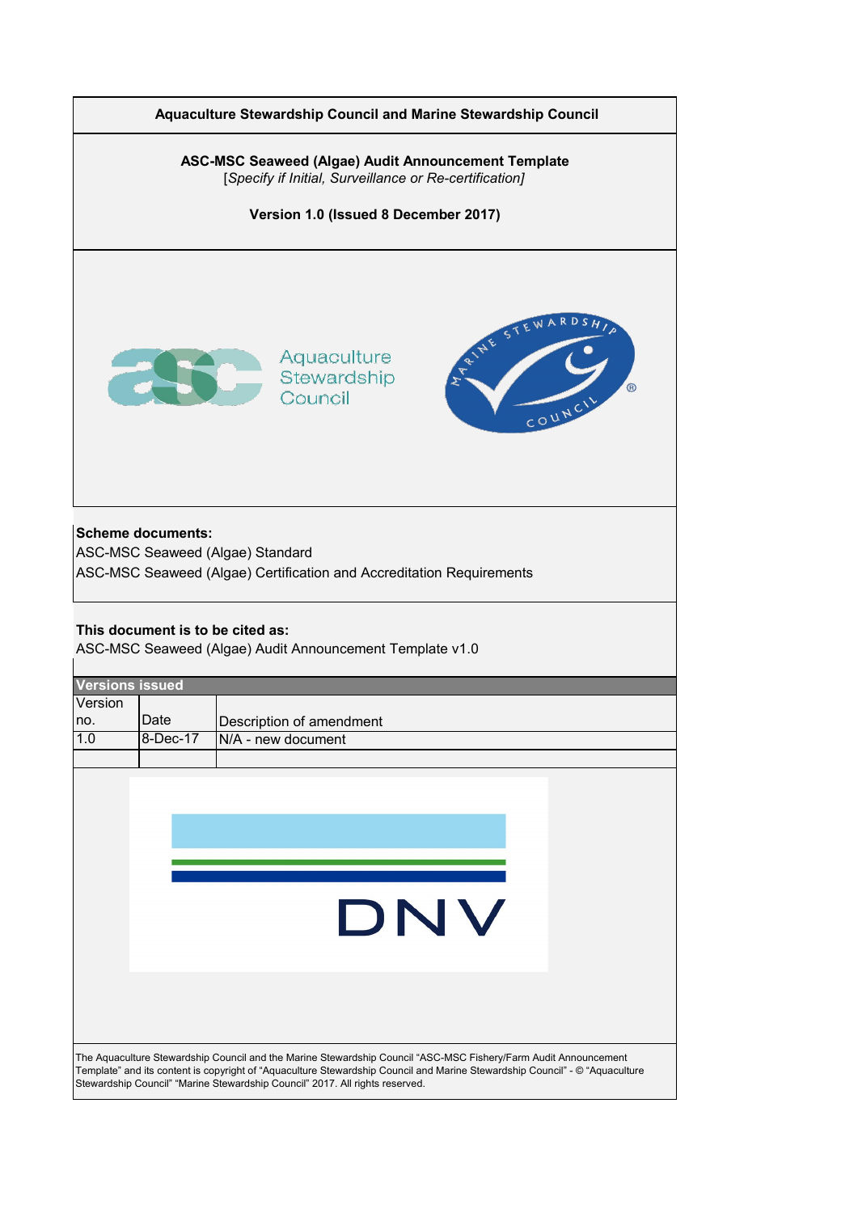**Aquaculture Stewardship Council and Marine Stewardship Council**

**ASC-MSC Seaweed (Algae) Audit Announcement Template**
[*Specify if Initial, Surveillance or Re-certification]*

**Version 1.0 (Issued 8 December 2017)**

**Scheme documents:**
ASC-MSC Seaweed (Algae) Standard
ASC-MSC Seaweed (Algae) Certification and Accreditation Requirements

**This document is to be cited as:**
ASC-MSC Seaweed (Algae) Audit Announcement Template v1.0

| **Versions issued** | | |
|---|---|---|
| Version no. | Date | Description of amendment |
| 1.0 | 8-Dec-17 | N/A - new document |
| | | |

The Aquaculture Stewardship Council and the Marine Stewardship Council "ASC-MSC Fishery/Farm Audit Announcement Template" and its content is copyright of "Aquaculture Stewardship Council and Marine Stewardship Council" - © "Aquaculture Stewardship Council" "Marine Stewardship Council" 2017. All rights reserved.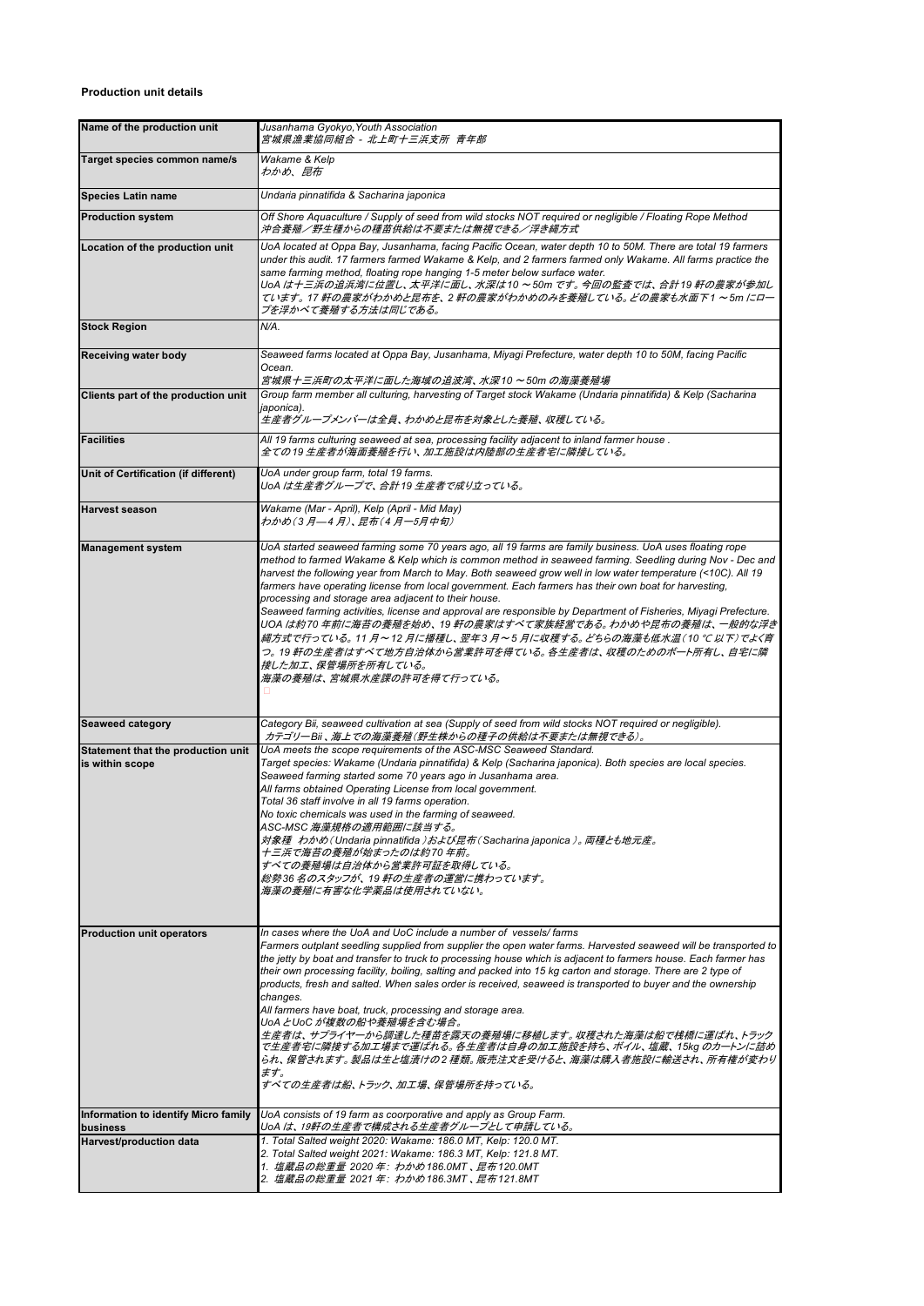**Production unit details**

| Name of the production unit | *Jusanhama Gyokyo,Youth Association*<br>*宮城県漁業協同組合 - 北上町十三浜支所 青年部* |
|---|---|
| **Target species common name/s** | *Wakame & Kelp*<br>*わかめ、昆布* |
| **Species Latin name** | *Undaria pinnatifida & Sacharina japonica* |
| **Production system** | *Off Shore Aquaculture / Supply of seed from wild stocks NOT required or negligible / Floating Rope Method*<br>*沖合養殖／野生種からの種苗供給は不要または無視できる／浮き縄方式* |
| **Location of the production unit** | *UoA located at Oppa Bay, Jusanhama, facing Pacific Ocean, water depth 10 to 50M. There are total 19 farmers under this audit. 17 farmers farmed Wakame & Kelp, and 2 farmers farmed only Wakame. All farms practice the same farming method, floating rope hanging 1-5 meter below surface water.*<br>*UoA は十三浜の追波湾に位置し、太平洋に面し、水深は10 ～50m です。今回の監査では、合計19 軒の農家が参加しています。17 軒の農家がわかめと昆布を、2 軒の農家がわかめのみを養殖している。どの農家も水面下1 ～5m にロープを浮かべて養殖する方法は同じである。* |
| **Stock Region** | *N/A.* |
| **Receiving water body** | *Seaweed farms located at Oppa Bay, Jusanhama, Miyagi Prefecture, water depth 10 to 50M, facing Pacific Ocean.*<br>*宮城県十三浜町の太平洋に面した海域の追波湾、水深10 ～50m の海藻養殖場* |
| **Clients part of the production unit** | *Group farm member all culturing, harvesting of Target stock Wakame (Undaria pinnatifida) & Kelp (Sacharina japonica).*<br>*生産者グループメンバーは全員、わかめと昆布を対象とした養殖、収穫している。* |
| **Facilities** | *All 19 farms culturing seaweed at sea, processing facility adjacent to inland farmer house .*<br>*全ての19 生産者が海面養殖を行い、加工施設は内陸部の生産者宅に隣接している。* |
| **Unit of Certification (if different)** | *UoA under group farm, total 19 farms.*<br>*UoA は生産者グループで、合計19 生産者で成り立っている。* |
| **Harvest season** | *Wakame (Mar - April), Kelp (April - Mid May)*<br>*わかめ(3 月—4 月)、昆布(4 月—5月中旬)* |
| **Management system** | *UoA started seaweed farming some 70 years ago, all 19 farms are family business. UoA uses floating rope method to farmed Wakame & Kelp which is common method in seaweed farming. Seedling during Nov - Dec and harvest the following year from March to May. Both seaweed grow well in low water temperature (<10C). All 19 farmers have operating license from local government. Each farmers has their own boat for harvesting, processing and storage area adjacent to their house.*<br>*Seaweed farming activities, license and approval are responsible by Department of Fisheries, Miyagi Prefecture.*<br>*UOA は約70 年前に海苔の養殖を始め、19 軒の農家はすべて家族経営である。わかめや昆布の養殖は、一般的な浮き縄方式で行っている。11 月～12 月に播種し、翌年3 月～5 月に収穫する。どちらの海藻も低水温(10 ℃以下)でよく育つ。19 軒の生産者はすべて地方自治体から営業許可を得ている。各生産者は、収穫のためのボート所有し、自宅に隣接した加工、保管場所を所有している。*<br>*海藻の養殖は、宮城県水産課の許可を得て行っている。* |
| **Seaweed category** | *Category Bii, seaweed cultivation at sea (Supply of seed from wild stocks NOT required or negligible).*<br>*カテゴリーBii 、海上での海藻養殖(野生株からの種子の供給は不要または無視できる)。* |
| **Statement that the production unit is within scope** | *UoA meets the scope requirements of the ASC-MSC Seaweed Standard.*<br>*Target species: Wakame (Undaria pinnatifida) & Kelp (Sacharina japonica). Both species are local species.*<br>*Seaweed farming started some 70 years ago in Jusanhama area.*<br>*All farms obtained Operating License from local government.*<br>*Total 36 staff involve in all 19 farms operation.*<br>*No toxic chemicals was used in the farming of seaweed.*<br>*ASC-MSC 海藻規格の適用範囲に該当する。*<br>*対象種 わかめ(Undaria pinnatifida )および昆布(Sacharina japonica )。両種とも地元産。*<br>*十三浜で海苔の養殖が始まったのは約70 年前。*<br>*すべての養殖場は自治体から営業許可証を取得している。*<br>*総勢36 名のスタッフが、19 軒の生産者の運営に携わっています。*<br>*海藻の養殖に有害な化学薬品は使用されていない。* |
| **Production unit operators** | *In cases where the UoA and UoC include a number of vessels/ farms*<br>*Farmers outplant seedling supplied from supplier the open water farms. Harvested seaweed will be transported to the jetty by boat and transfer to truck to processing house which is adjacent to farmers house. Each farmer has their own processing facility, boiling, salting and packed into 15 kg carton and storage. There are 2 type of products, fresh and salted. When sales order is received, seaweed is transported to buyer and the ownership changes.*<br>*All farmers have boat, truck, processing and storage area.*<br>*UoA とUoC が複数の船や養殖場を含む場合。*<br>*生産者は、サプライヤーから調達した種苗を露天の養殖場に移植します。収穫された海藻は船で桟橋に運ばれ、トラックで生産者宅に隣接する加工場まで運ばれる。各生産者は自身の加工施設を持ち、ボイル、塩蔵、15kg のカートンに詰められ、保管されます。製品は生と塩漬けの2 種類。販売注文を受けると、海藻は購入者施設に輸送され、所有権が変わります。*<br>*すべての生産者は船、トラック、加工場、保管場所を持っている。* |
| **Information to identify Micro family business** | *UoA consists of 19 farm as coorporative and apply as Group Farm.*<br>*UoA は、19軒の生産者で構成される生産者グループとして申請している。* |
| **Harvest/production data** | *1. Total Salted weight 2020: Wakame: 186.0 MT, Kelp: 120.0 MT.*<br>*2. Total Salted weight 2021: Wakame: 186.3 MT, Kelp: 121.8 MT.*<br>*1. 塩蔵品の総重量 2020 年: わかめ186.0MT 、昆布120.0MT*<br>*2. 塩蔵品の総重量 2021 年: わかめ186.3MT 、昆布121.8MT* |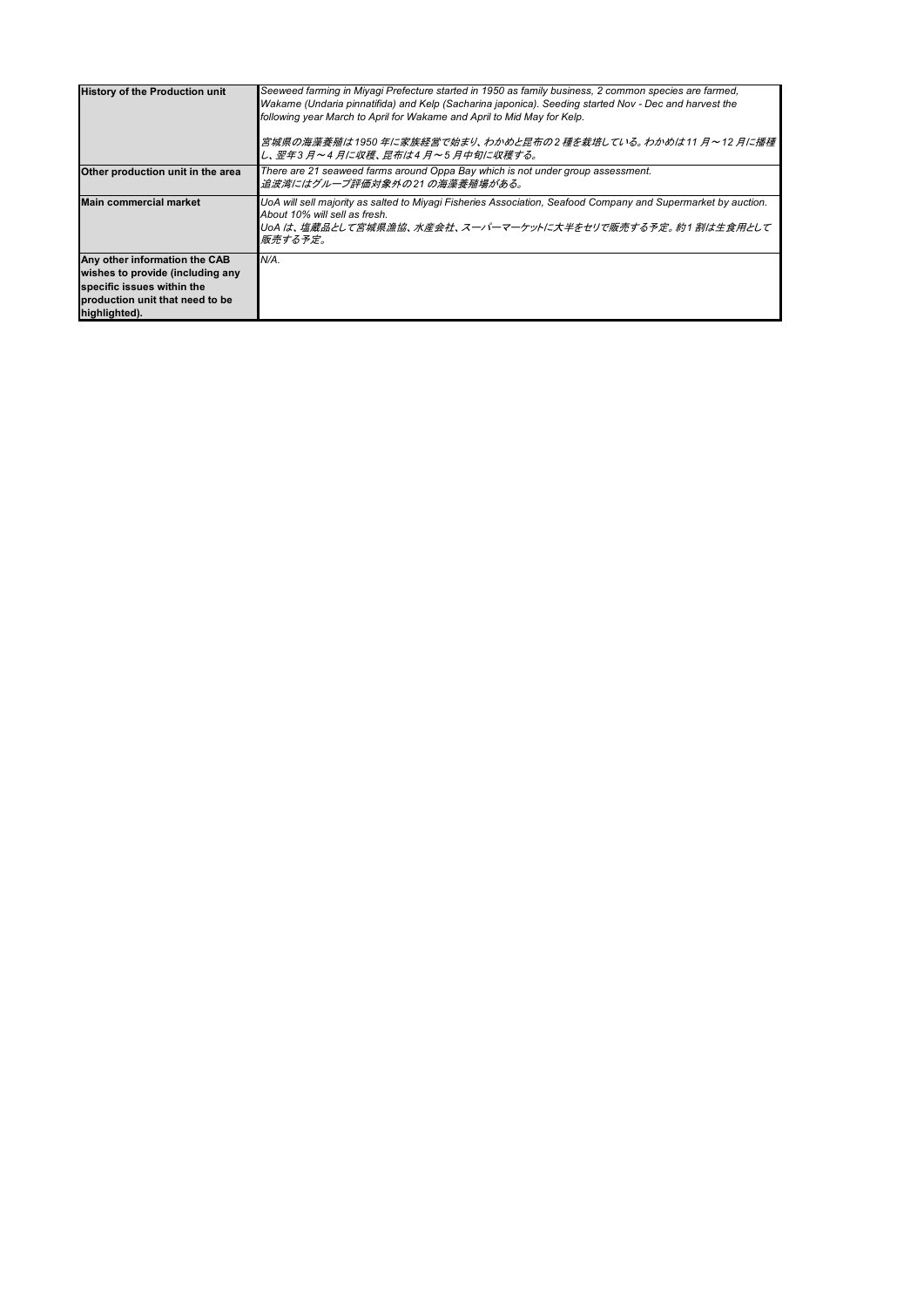| | |
|---|---|
| **History of the Production unit** | *Seaweed farming in Miyagi Prefecture started in 1950 as family business, 2 common species are farmed, Wakame (Undaria pinnatifida) and Kelp (Sacharina japonica). Seeding started Nov - Dec and harvest the following year March to April for Wakame and April to Mid May for Kelp.*<br><br>*宮城県の海藻養殖は1950 年に家族経営で始まり、わかめと昆布の2 種を栽培している。わかめは11 月～12 月に播種し、翌年3 月～4 月に収穫、昆布は4 月～5 月中旬に収穫する。* |
| **Other production unit in the area** | *There are 21 seaweed farms around Oppa Bay which is not under group assessment.*<br>*追波湾にはグループ評価対象外の21 の海藻養殖場がある。* |
| **Main commercial market** | *UoA will sell majority as salted to Miyagi Fisheries Association, Seafood Company and Supermarket by auction. About 10% will sell as fresh.*<br>*UoA は、塩蔵品として宮城県漁協、水産会社、スーパーマーケットに大半をセリで販売する予定。約1 割は生食用として販売する予定。* |
| **Any other information the CAB wishes to provide (including any specific issues within the production unit that need to be highlighted).** | *N/A.* |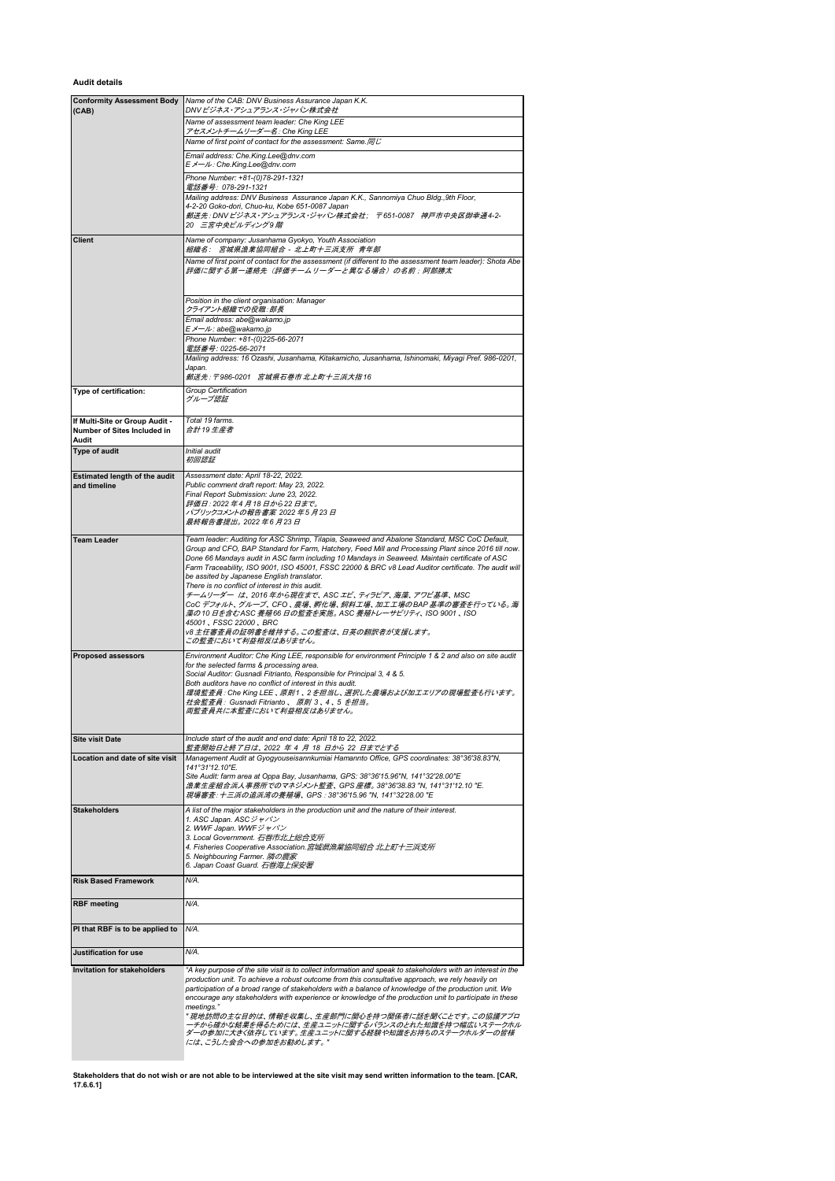**Audit details**

| | |
|---|---|
| **Conformity Assessment Body (CAB)** | *Name of the CAB: DNV Business Assurance Japan K.K.*<br>*DNVビジネス・アシュアランス・ジャパン株式会社*<br>*Name of assessment team leader: Che King LEE*<br>*アセスメントチームリーダー名：Che King LEE*<br>*Name of first point of contact for the assessment: Same.同じ*<br>*Email address: Che.King.Lee@dnv.com*<br>*Eメール：Che.King.Lee@dnv.com*<br>*Phone Number: +81-(0)78-291-1321*<br>*電話番号：078-291-1321*<br>*Mailing address: DNV Business Assurance Japan K.K., Sannomiya Chuo Bldg.,9th Floor, 4-2-20 Goko-dori, Chuo-ku, Kobe 651-0087 Japan*<br>*郵送先：DNVビジネス・アシュアランス・ジャパン株式会社； 〒651-0087 神戸市中央区御幸通4-2-20 三宮中央ビルディング9階* |
| **Client** | *Name of company: Jusanhama Gyokyo, Youth Association*<br>*組織名： 宮城県漁業協同組合 - 北上町十三浜支所 青年部*<br>*Name of first point of contact for the assessment (if different to the assessment team leader): Shota Abe*<br>*評価に関する第一連絡先（評価チームリーダーと異なる場合）の名前：阿部勝太*<br>*Position in the client organisation: Manager*<br>*クライアント組織での役職：部長*<br>*Email address: abe@wakamo.jp*<br>*Eメール：abe@wakamo.jp*<br>*Phone Number: +81-(0)225-66-2071*<br>*電話番号：0225-66-2071*<br>*Mailing address: 16 Ozashi, Jusanhama, Kitakamicho, Jusanhama, Ishinomaki, Miyagi Pref. 986-0201, Japan.*<br>*郵送先：〒986-0201 宮城県石巻市北上町十三浜大指16* |
| **Type of certification:** | *Group Certification*<br>*グループ認証* |
| **If Multi-Site or Group Audit - Number of Sites Included in Audit** | *Total 19 farms.*<br>*合計19生産者* |
| **Type of audit** | *Initial audit*<br>*初回認証* |
| **Estimated length of the audit and timeline** | *Assessment date: April 18-22, 2022.*<br>*Public comment draft report: May 23, 2022.*<br>*Final Report Submission: June 23, 2022.*<br>*評価日：2022年4月18日から22日まで。*<br>*パブリックコメントの報告書案 2022年5月23日*<br>*最終報告書提出。2022年6月23日* |
| **Team Leader** | *Team leader: Auditing for ASC Shrimp, Tilapia, Seaweed and Abalone Standard, MSC CoC Default, Group and CFO, BAP Standard for Farm, Hatchery, Feed Mill and Processing Plant since 2016 till now. Done 66 Mandays audit in ASC farm including 10 Mandays in Seaweed. Maintain certificate of ASC Farm Traceability, ISO 9001, ISO 45001, FSSC 22000 & BRC v8 Lead Auditor certificate. The audit will be assited by Japanese English translator.*<br>*There is no conflict of interest in this audit.*<br>*チームリーダー は、2016年から現在まで、ASC エビ、ティラピア、海藻、アワビ基準、MSC CoC デフォルト、グループ、CFO、農場、孵化場、飼料工場、加工工場のBAP基準の審査を行っている。海藻の10日を含むASC養殖66日の監査を実施。ASC養殖トレーサビリティ、ISO 9001、ISO 45001、FSSC 22000、BRC v8主任審査員の証明書を維持する。この監査は、日英の翻訳者が支援します。*<br>*この監査において利益相反はありません。* |
| **Proposed assessors** | *Environment Auditor: Che King LEE, responsible for environment Principle 1 & 2 and also on site audit for the selected farms & processing area.*<br>*Social Auditor: Gusnadi Fitrianto, Responsible for Principal 3, 4 & 5.*<br>*Both auditors have no conflict of interest in this audit.*<br>*環境監査員：Che King LEE、原則1、2を担当し、選択した農場および加工エリアの現場監査も行います。*<br>*社会監査員： Gusnadi Fitrianto、 原則 3、4、5 を担当。*<br>*両監査員共に本監査において利益相反はありません。* |
| **Site visit Date** | *Include start of the audit and end date: April 18 to 22, 2022.*<br>*監査開始日と終了日は、2022 年 4 月 18 日から 22 日までとする* |
| **Location and date of site visit** | *Management Audit at Gyogyouseisannkumiai Hamannto Office, GPS coordinates: 38°36'38.83"N, 141°31'12.10"E.*<br>*Site Audit: farm area at Oppa Bay, Jusanhama, GPS: 38°36'15.96"N, 141°32'28.00"E*<br>*漁業生産組合浜人事務所でのマネジメント監査、GPS 座標。38°36'38.83 "N, 141°31'12.10 "E.*<br>*現場審査：十三浜の追浜湾の養殖場、GPS：38°36'15.96 "N, 141°32'28.00 "E* |
| **Stakeholders** | *A list of the major stakeholders in the production unit and the nature of their interest.*<br>*1. ASC Japan. ASCジャパン*<br>*2. WWF Japan. WWFジャパン*<br>*3. Local Government. 石巻市北上総合支所*<br>*4. Fisheries Cooperative Association.宮城県漁業協同組合 北上町十三浜支所*<br>*5. Neighbouring Farmer. 隣の農家*<br>*6. Japan Coast Guard. 石巻海上保安署* |
| **Risk Based Framework** | *N/A.* |
| **RBF meeting** | *N/A.* |
| **PI that RBF is to be applied to** | *N/A.* |
| **Justification for use** | *N/A.* |
| **Invitation for stakeholders** | *"A key purpose of the site visit is to collect information and speak to stakeholders with an interest in the production unit. To achieve a robust outcome from this consultative approach, we rely heavily on participation of a broad range of stakeholders with a balance of knowledge of the production unit. We encourage any stakeholders with experience or knowledge of the production unit to participate in these meetings."*<br>*"現地訪問の主な目的は、情報を収集し、生産部門に関心を持つ関係者に話を聞くことです。この協議アプローチから確かな結果を得るためには、生産ユニットに関するバランスのとれた知識を持つ幅広いステークホルダーの参加に大きく依存しています。生産ユニットに関する経験や知識をお持ちのステークホルダーの皆様には、こうした会合への参加をお勧めします。"* |

**Stakeholders that do not wish or are not able to be interviewed at the site visit may send written information to the team. [CAR, 17.6.6.1]**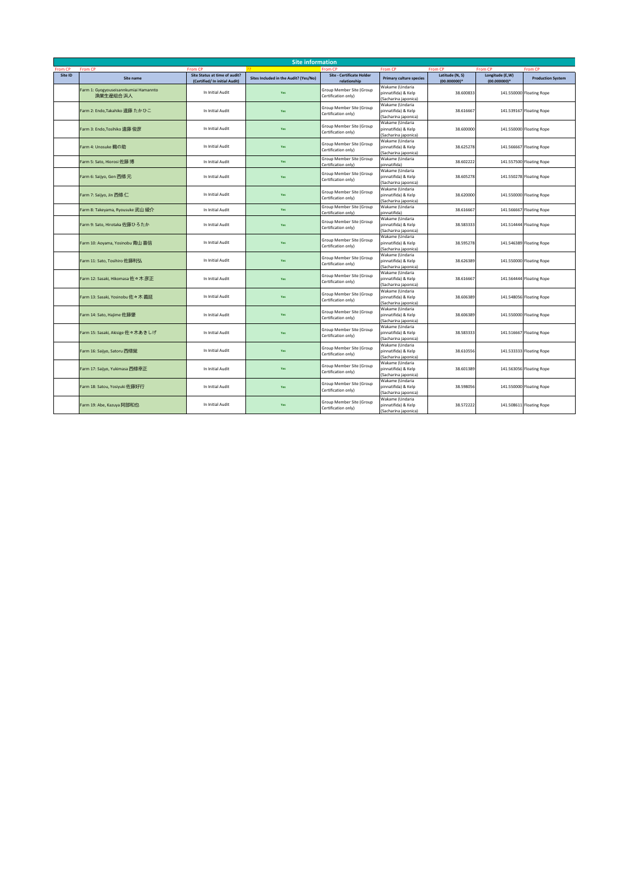## Site information

| From CP | From CP | From CP | ?? | From CP | From CP | From CP | From CP | From CP |
|---|---|---|---|---|---|---|---|---|
| Site ID | Site name | Site Status at time of audit? (Certified/ In initial Audit) | Sites included in the Audit? (Yes/No) | Site - Certificate Holder relationship | Primary culture species | Latitude (N, S) (00.000000)* | Longitude (E,W) (00.000000)* | Production System |
| | Farm 1: Gyogyouseisannkumiai Hamannto 漁業生産組合 浜人 | In Initial Audit | Yes | Group Member Site (Group Certification only) | Wakame (Undaria pinnatifida) & Kelp (Sacharina japonica) | 38.600833 | 141.550000 | Floating Rope |
| | Farm 2: Endo,Takahiko 遠藤 たかひこ | In Initial Audit | Yes | Group Member Site (Group Certification only) | Wakame (Undaria pinnatifida) & Kelp (Sacharina japonica) | 38.616667 | 141.539167 | Floating Rope |
| | Farm 3: Endo,Tosihiko 遠藤 俊彦 | In Initial Audit | Yes | Group Member Site (Group Certification only) | Wakame (Undaria pinnatifida) & Kelp (Sacharina japonica) | 38.600000 | 141.550000 | Floating Rope |
| | Farm 4: Unosuke 鵜の助 | In Initial Audit | Yes | Group Member Site (Group Certification only) | Wakame (Undaria pinnatifida) & Kelp (Sacharina japonica) | 38.625278 | 141.566667 | Floating Rope |
| | Farm 5: Sato, Hiorosi 佐藤 博 | In Initial Audit | Yes | Group Member Site (Group Certification only) | Wakame (Undaria pinnatifida) | 38.602222 | 141.557500 | Floating Rope |
| | Farm 6: Saijyo, Gen 西條 元 | In Initial Audit | Yes | Group Member Site (Group Certification only) | Wakame (Undaria pinnatifida) & Kelp (Sacharina japonica) | 38.605278 | 141.550278 | Floating Rope |
| | Farm 7: Saijyo, Jin 西條 仁 | In Initial Audit | Yes | Group Member Site (Group Certification only) | Wakame (Undaria pinnatifida) & Kelp (Sacharina japonica) | 38.620000 | 141.550000 | Floating Rope |
| | Farm 8: Takeyama, Ryousuke 武山 綾介 | In Initial Audit | Yes | Group Member Site (Group Certification only) | Wakame (Undaria pinnatifida) | 38.616667 | 141.566667 | Floating Rope |
| | Farm 9: Sato, Hirotaka 佐藤ひろたか | In Initial Audit | Yes | Group Member Site (Group Certification only) | Wakame (Undaria pinnatifida) & Kelp (Sacharina japonica) | 38.583333 | 141.514444 | Floating Rope |
| | Farm 10: Aoyama, Yosinobu 青山 喜信 | In Initial Audit | Yes | Group Member Site (Group Certification only) | Wakame (Undaria pinnatifida) & Kelp (Sacharina japonica) | 38.595278 | 141.546389 | Floating Rope |
| | Farm 11: Sato, Tosihiro 佐藤利弘 | In Initial Audit | Yes | Group Member Site (Group Certification only) | Wakame (Undaria pinnatifida) & Kelp (Sacharina japonica) | 38.626389 | 141.550000 | Floating Rope |
| | Farm 12: Sasaki, Hikomasa 佐々木 彦正 | In Initial Audit | Yes | Group Member Site (Group Certification only) | Wakame (Undaria pinnatifida) & Kelp (Sacharina japonica) | 38.616667 | 141.564444 | Floating Rope |
| | Farm 13: Sasaki, Yosinobu 佐々木 義延 | In Initial Audit | Yes | Group Member Site (Group Certification only) | Wakame (Undaria pinnatifida) & Kelp (Sacharina japonica) | 38.606389 | 141.548056 | Floating Rope |
| | Farm 14: Sato, Hajime 佐藤肇 | In Initial Audit | Yes | Group Member Site (Group Certification only) | Wakame (Undaria pinnatifida) & Kelp (Sacharina japonica) | 38.606389 | 141.550000 | Floating Rope |
| | Farm 15: Sasaki, Akisige 佐々木あきしげ | In Initial Audit | Yes | Group Member Site (Group Certification only) | Wakame (Undaria pinnatifida) & Kelp (Sacharina japonica) | 38.583333 | 141.516667 | Floating Rope |
| | Farm 16: Saijyo, Satoru 西條覚 | In Initial Audit | Yes | Group Member Site (Group Certification only) | Wakame (Undaria pinnatifida) & Kelp (Sacharina japonica) | 38.610556 | 141.533333 | Floating Rope |
| | Farm 17: Saijyo, Yukimasa 西條幸正 | In Initial Audit | Yes | Group Member Site (Group Certification only) | Wakame (Undaria pinnatifida) & Kelp (Sacharina japonica) | 38.601389 | 141.563056 | Floating Rope |
| | Farm 18: Satou, Yosiyuki 佐藤好行 | In Initial Audit | Yes | Group Member Site (Group Certification only) | Wakame (Undaria pinnatifida) & Kelp (Sacharina japonica) | 38.598056 | 141.550000 | Floating Rope |
| | Farm 19: Abe, Kazuya 阿部和也 | In Initial Audit | Yes | Group Member Site (Group Certification only) | Wakame (Undaria pinnatifida) & Kelp (Sacharina japonica) | 38.572222 | 141.508611 | Floating Rope |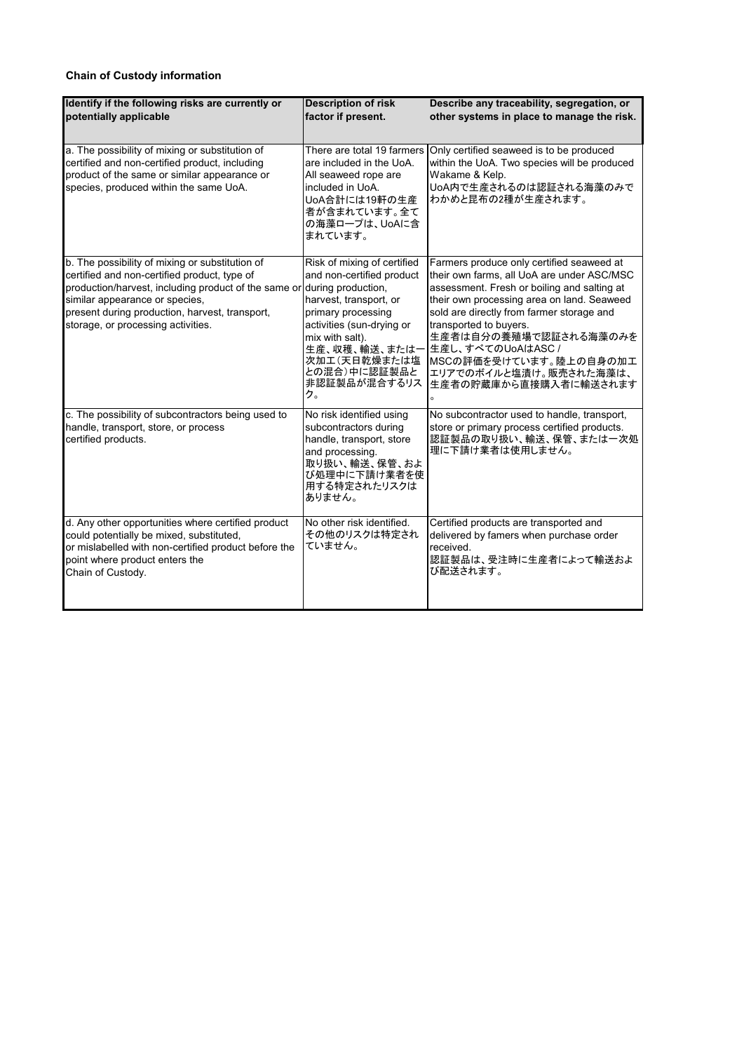**Chain of Custody information**

| Identify if the following risks are currently or potentially applicable | Description of risk factor if present. | Describe any traceability, segregation, or other systems in place to manage the risk. |
|---|---|---|
| a. The possibility of mixing or substitution of certified and non-certified product, including product of the same or similar appearance or species, produced within the same UoA. | There are total 19 farmers are included in the UoA. All seaweed rope are included in UoA.<br>UoA合計には19軒の生産者が含まれています。全ての海藻ロープは、UoAに含まれています。 | Only certified seaweed is to be produced within the UoA. Two species will be produced Wakame & Kelp.<br>UoA内で生産されるのは認証される海藻のみでわかめと昆布の2種が生産されます。 |
| b. The possibility of mixing or substitution of certified and non-certified product, type of production/harvest, including product of the same or similar appearance or species, present during production, harvest, transport, storage, or processing activities. | Risk of mixing of certified and non-certified product during production, harvest, transport, or primary processing activities (sun-drying or mix with salt).<br>生産、収穫、輸送、または一次加工（天日乾燥または塩との混合）中に認証製品と非認証製品が混合するリスク。 | Farmers produce only certified seaweed at their own farms, all UoA are under ASC/MSC assessment. Fresh or boiling and salting at their own processing area on land. Seaweed sold are directly from farmer storage and transported to buyers.<br>生産者は自分の養殖場で認証される海藻のみを生産し、すべてのUoAはASC / MSCの評価を受けています。陸上の自身の加工エリアでのボイルと塩漬け。販売された海藻は、生産者の貯蔵庫から直接購入者に輸送されます。 |
| c. The possibility of subcontractors being used to handle, transport, store, or process certified products. | No risk identified using subcontractors during handle, transport, store and processing.<br>取り扱い、輸送、保管、および処理中に下請け業者を使用する特定されたリスクはありません。 | No subcontractor used to handle, transport, store or primary process certified products.<br>認証製品の取り扱い、輸送、保管、または一次処理に下請け業者は使用しません。 |
| d. Any other opportunities where certified product could potentially be mixed, substituted, or mislabelled with non-certified product before the point where product enters the Chain of Custody. | No other risk identified.<br>その他のリスクは特定されていません。 | Certified products are transported and delivered by famers when purchase order received.<br>認証製品は、受注時に生産者によって輸送および配送されます。 |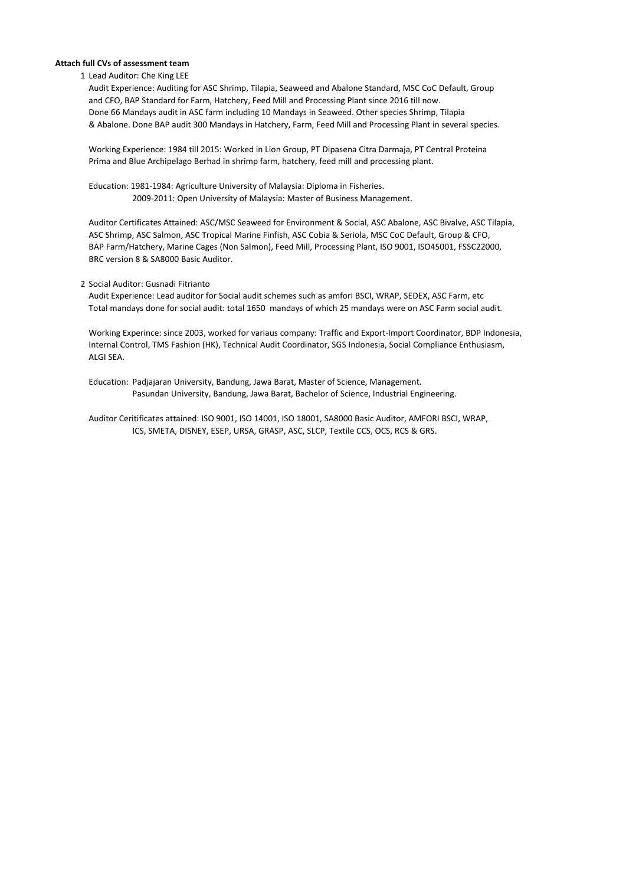**Attach full CVs of assessment team**

1. Lead Auditor: Che King LEE

   Audit Experience: Auditing for ASC Shrimp, Tilapia, Seaweed and Abalone Standard, MSC CoC Default, Group and CFO, BAP Standard for Farm, Hatchery, Feed Mill and Processing Plant since 2016 till now. Done 66 Mandays audit in ASC farm including 10 Mandays in Seaweed. Other species Shrimp, Tilapia & Abalone. Done BAP audit 300 Mandays in Hatchery, Farm, Feed Mill and Processing Plant in several species.

   Working Experience: 1984 till 2015: Worked in Lion Group, PT Dipasena Citra Darmaja, PT Central Proteina Prima and Blue Archipelago Berhad in shrimp farm, hatchery, feed mill and processing plant.

   Education: 1981-1984: Agriculture University of Malaysia: Diploma in Fisheries.
   2009-2011: Open University of Malaysia: Master of Business Management.

   Auditor Certificates Attained: ASC/MSC Seaweed for Environment & Social, ASC Abalone, ASC Bivalve, ASC Tilapia, ASC Shrimp, ASC Salmon, ASC Tropical Marine Finfish, ASC Cobia & Seriola, MSC CoC Default, Group & CFO, BAP Farm/Hatchery, Marine Cages (Non Salmon), Feed Mill, Processing Plant, ISO 9001, ISO45001, FSSC22000, BRC version 8 & SA8000 Basic Auditor.

2. Social Auditor: Gusnadi Fitrianto

   Audit Experience: Lead auditor for Social audit schemes such as amfori BSCI, WRAP, SEDEX, ASC Farm, etc
   Total mandays done for social audit: total 1650 mandays of which 25 mandays were on ASC Farm social audit.

   Working Experince: since 2003, worked for variaus company: Traffic and Export-Import Coordinator, BDP Indonesia, Internal Control, TMS Fashion (HK), Technical Audit Coordinator, SGS Indonesia, Social Compliance Enthusiasm, ALGI SEA.

   Education: Padjajaran University, Bandung, Jawa Barat, Master of Science, Management.
   Pasundan University, Bandung, Jawa Barat, Bachelor of Science, Industrial Engineering.

   Auditor Ceritificates attained: ISO 9001, ISO 14001, ISO 18001, SA8000 Basic Auditor, AMFORI BSCI, WRAP, ICS, SMETA, DISNEY, ESEP, URSA, GRASP, ASC, SLCP, Textile CCS, OCS, RCS & GRS.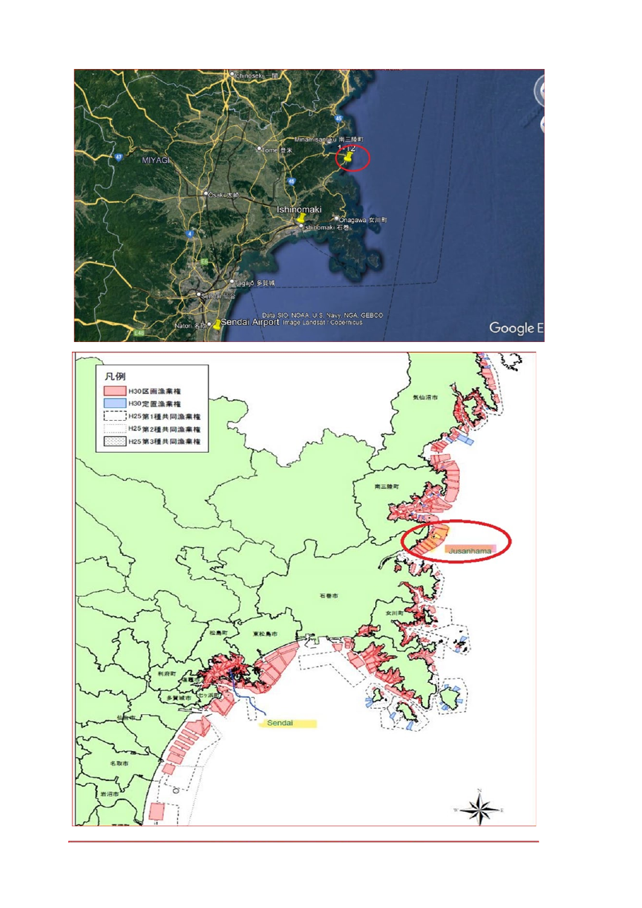Ichinoseki 一関

Minamisanriku 南三陸町

Tome 登米

MIYAGI

Osaki 大崎

Ishinomaki

Onagawa 女川町

Ishinomaki 石巻

Tagajo 多賀城

Sendai 仙台

Natori 名取

Sendai Airport

Data SIO, NOAA, U.S. Navy, NGA, GEBCO
Image Landsat / Copernicus

Google E

凡例

- H30区画漁業権
- H30定置漁業権
- H25第1種共同漁業権
- H25第2種共同漁業権
- H25第3種共同漁業権

気仙沼市

南三陸町

Jusanhama

石巻市

女川町

東松島市

松島町

利府町

塩竈市

多賀城市

七ヶ浜町

Sendai

仙台市

名取市

岩沼市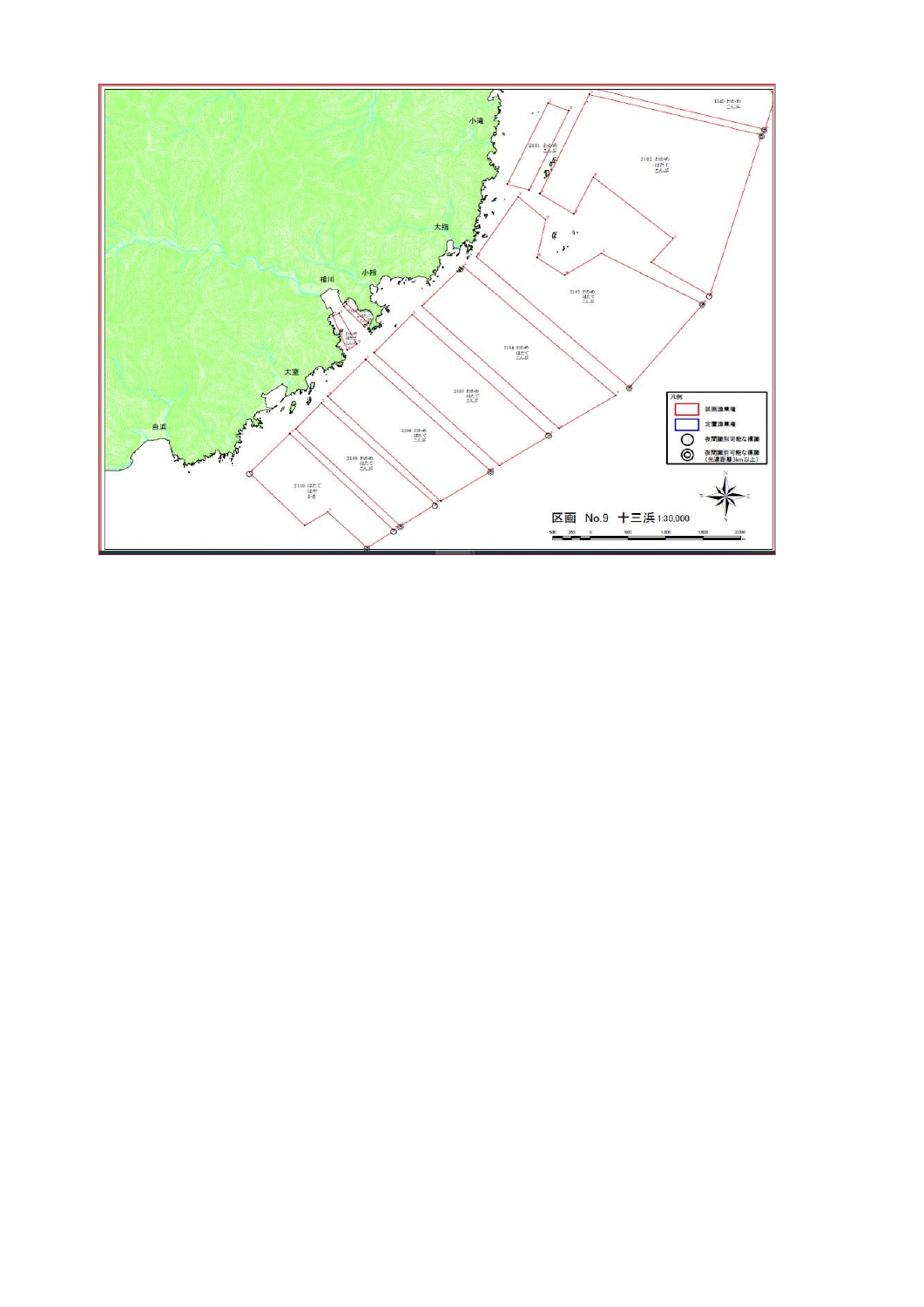小滝

大指

小指

相川

大室

白浜

2101 わかめ こんぶ

2102 わかめ ほたて こんぶ

1545 わかめ こんぶ

2103 わかめ ほたて こんぶ

2104 わかめ ほたて こんぶ

2105 わかめ ほたて こんぶ

2106 わかめ ほたて こんぶ

2108 わかめ ほたて こんぶ

2110 ほたて ほや かき

凡例

区画漁業権

定置漁業権

夜間識別可能な標識

夜間識別可能な標識（光達距離3km以上）

区画 No.9 十三浜 1:30,000

500 250 0 500 1,000 1,500 2,000